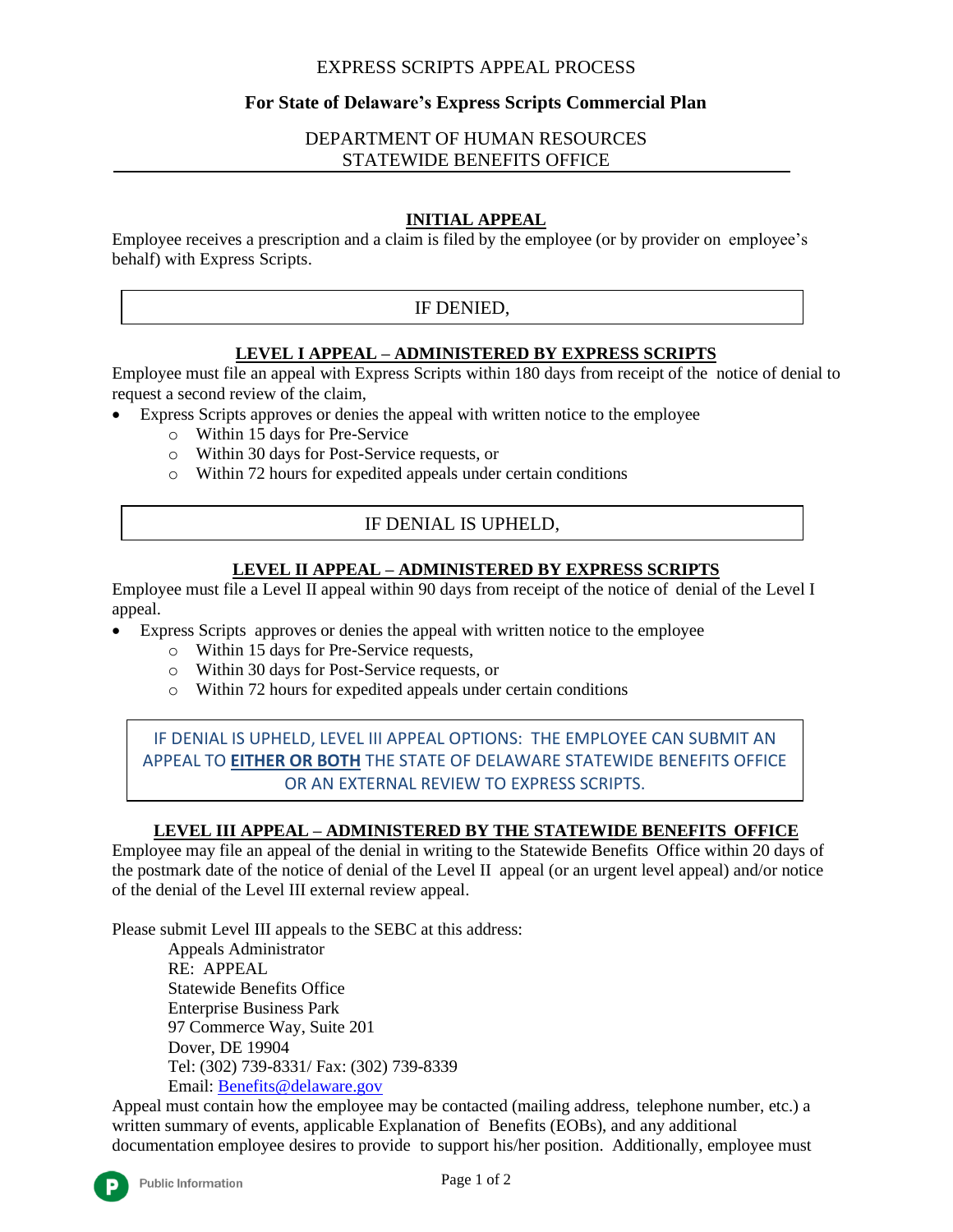# EXPRESS SCRIPTS APPEAL PROCESS

## For State of Delaware's Express Scripts Commercial Plan

DEPARTMENT OF HUMAN RESOURCES
STATEWIDE BENEFITS OFFICE

### INITIAL APPEAL

Employee receives a prescription and a claim is filed by the employee (or by provider on employee's behalf) with Express Scripts.

IF DENIED,

### LEVEL I APPEAL – ADMINISTERED BY EXPRESS SCRIPTS

Employee must file an appeal with Express Scripts within 180 days from receipt of the notice of denial to request a second review of the claim,

- Express Scripts approves or denies the appeal with written notice to the employee
  - Within 15 days for Pre-Service
  - Within 30 days for Post-Service requests, or
  - Within 72 hours for expedited appeals under certain conditions

IF DENIAL IS UPHELD,

### LEVEL II APPEAL – ADMINISTERED BY EXPRESS SCRIPTS

Employee must file a Level II appeal within 90 days from receipt of the notice of denial of the Level I appeal.

- Express Scripts approves or denies the appeal with written notice to the employee
  - Within 15 days for Pre-Service requests,
  - Within 30 days for Post-Service requests, or
  - Within 72 hours for expedited appeals under certain conditions

IF DENIAL IS UPHELD, LEVEL III APPEAL OPTIONS: THE EMPLOYEE CAN SUBMIT AN APPEAL TO **EITHER OR BOTH** THE STATE OF DELAWARE STATEWIDE BENEFITS OFFICE OR AN EXTERNAL REVIEW TO EXPRESS SCRIPTS.

### LEVEL III APPEAL – ADMINISTERED BY THE STATEWIDE BENEFITS OFFICE

Employee may file an appeal of the denial in writing to the Statewide Benefits Office within 20 days of the postmark date of the notice of denial of the Level II appeal (or an urgent level appeal) and/or notice of the denial of the Level III external review appeal.

Please submit Level III appeals to the SEBC at this address:

Appeals Administrator
RE: APPEAL
Statewide Benefits Office
Enterprise Business Park
97 Commerce Way, Suite 201
Dover, DE 19904
Tel: (302) 739-8331/ Fax: (302) 739-8339
Email: Benefits@delaware.gov

Appeal must contain how the employee may be contacted (mailing address, telephone number, etc.) a written summary of events, applicable Explanation of Benefits (EOBs), and any additional documentation employee desires to provide to support his/her position. Additionally, employee must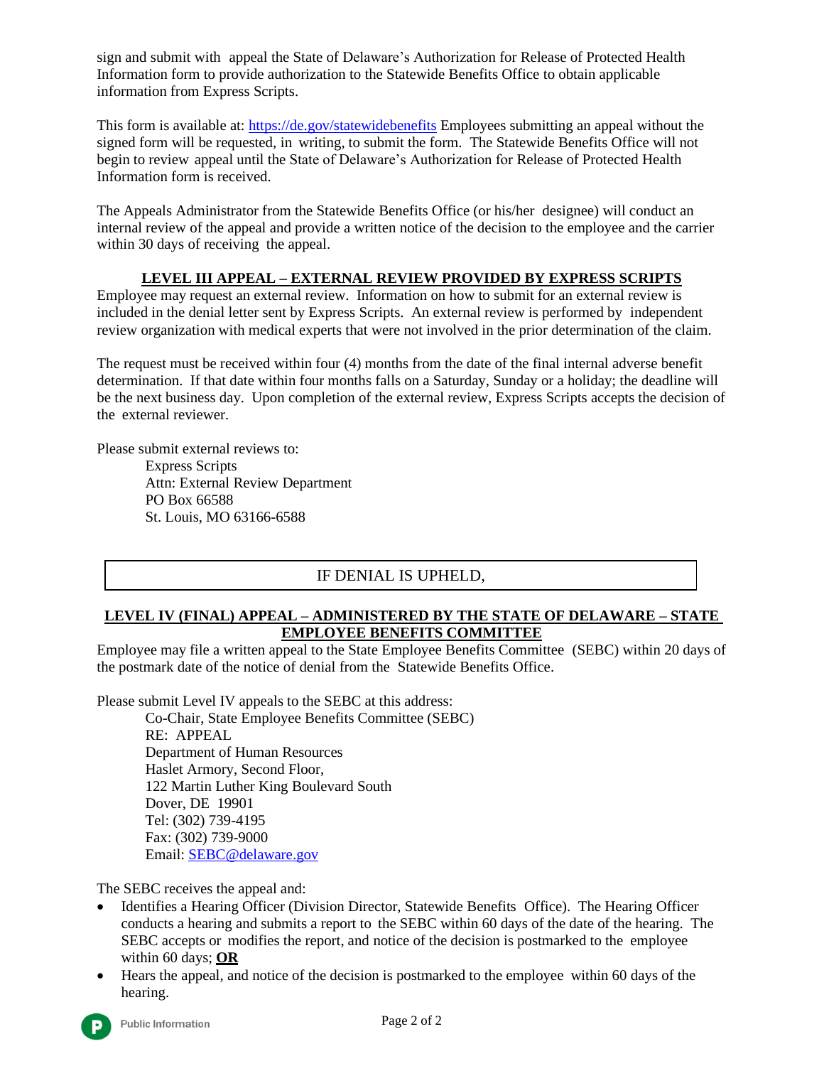sign and submit with appeal the State of Delaware's Authorization for Release of Protected Health Information form to provide authorization to the Statewide Benefits Office to obtain applicable information from Express Scripts.

This form is available at: https://de.gov/statewidebenefits Employees submitting an appeal without the signed form will be requested, in writing, to submit the form. The Statewide Benefits Office will not begin to review appeal until the State of Delaware's Authorization for Release of Protected Health Information form is received.

The Appeals Administrator from the Statewide Benefits Office (or his/her designee) will conduct an internal review of the appeal and provide a written notice of the decision to the employee and the carrier within 30 days of receiving the appeal.

## LEVEL III APPEAL – EXTERNAL REVIEW PROVIDED BY EXPRESS SCRIPTS

Employee may request an external review. Information on how to submit for an external review is included in the denial letter sent by Express Scripts. An external review is performed by independent review organization with medical experts that were not involved in the prior determination of the claim.

The request must be received within four (4) months from the date of the final internal adverse benefit determination. If that date within four months falls on a Saturday, Sunday or a holiday; the deadline will be the next business day. Upon completion of the external review, Express Scripts accepts the decision of the external reviewer.

Please submit external reviews to:

Express Scripts
Attn: External Review Department
PO Box 66588
St. Louis, MO 63166-6588

**IF DENIAL IS UPHELD,**

## LEVEL IV (FINAL) APPEAL – ADMINISTERED BY THE STATE OF DELAWARE – STATE EMPLOYEE BENEFITS COMMITTEE

Employee may file a written appeal to the State Employee Benefits Committee (SEBC) within 20 days of the postmark date of the notice of denial from the Statewide Benefits Office.

Please submit Level IV appeals to the SEBC at this address:

Co-Chair, State Employee Benefits Committee (SEBC)
RE: APPEAL
Department of Human Resources
Haslet Armory, Second Floor,
122 Martin Luther King Boulevard South
Dover, DE 19901
Tel: (302) 739-4195
Fax: (302) 739-9000
Email: SEBC@delaware.gov

The SEBC receives the appeal and:

- Identifies a Hearing Officer (Division Director, Statewide Benefits Office). The Hearing Officer conducts a hearing and submits a report to the SEBC within 60 days of the date of the hearing. The SEBC accepts or modifies the report, and notice of the decision is postmarked to the employee within 60 days; **OR**
- Hears the appeal, and notice of the decision is postmarked to the employee within 60 days of the hearing.

Public Information